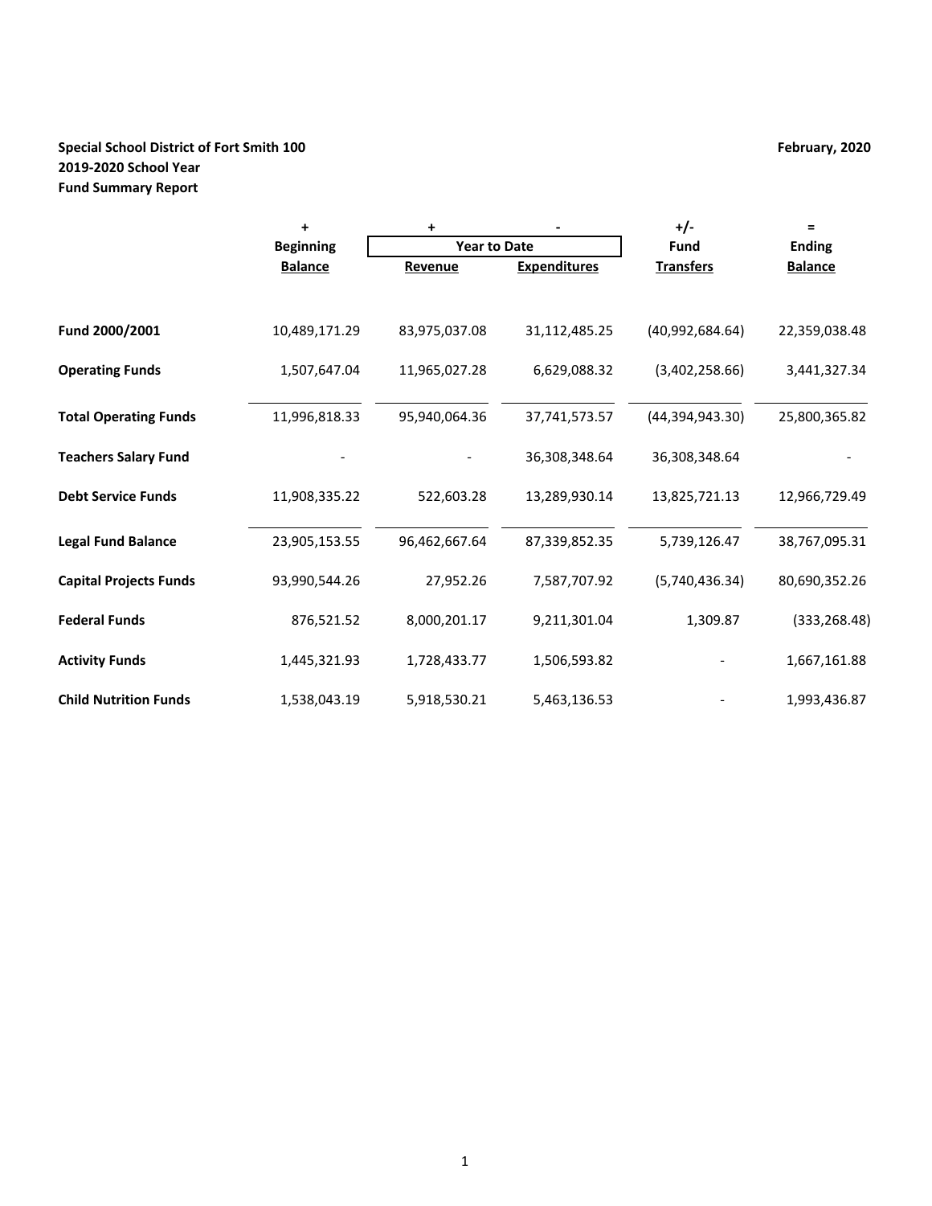**Special School District of Fort Smith 100**
**2019-2020 School Year**
**Fund Summary Report**

**February, 2020**

| | + | + | - | +/- | = |
|---|---|---|---|---|---|
| | **Beginning** | **Year to Date** | | **Fund** | **Ending** |
| | **Balance** | **Revenue** | **Expenditures** | **Transfers** | **Balance** |
| **Fund 2000/2001** | 10,489,171.29 | 83,975,037.08 | 31,112,485.25 | (40,992,684.64) | 22,359,038.48 |
| **Operating Funds** | 1,507,647.04 | 11,965,027.28 | 6,629,088.32 | (3,402,258.66) | 3,441,327.34 |
| **Total Operating Funds** | 11,996,818.33 | 95,940,064.36 | 37,741,573.57 | (44,394,943.30) | 25,800,365.82 |
| **Teachers Salary Fund** | - | - | 36,308,348.64 | 36,308,348.64 | - |
| **Debt Service Funds** | 11,908,335.22 | 522,603.28 | 13,289,930.14 | 13,825,721.13 | 12,966,729.49 |
| **Legal Fund Balance** | 23,905,153.55 | 96,462,667.64 | 87,339,852.35 | 5,739,126.47 | 38,767,095.31 |
| **Capital Projects Funds** | 93,990,544.26 | 27,952.26 | 7,587,707.92 | (5,740,436.34) | 80,690,352.26 |
| **Federal Funds** | 876,521.52 | 8,000,201.17 | 9,211,301.04 | 1,309.87 | (333,268.48) |
| **Activity Funds** | 1,445,321.93 | 1,728,433.77 | 1,506,593.82 | - | 1,667,161.88 |
| **Child Nutrition Funds** | 1,538,043.19 | 5,918,530.21 | 5,463,136.53 | - | 1,993,436.87 |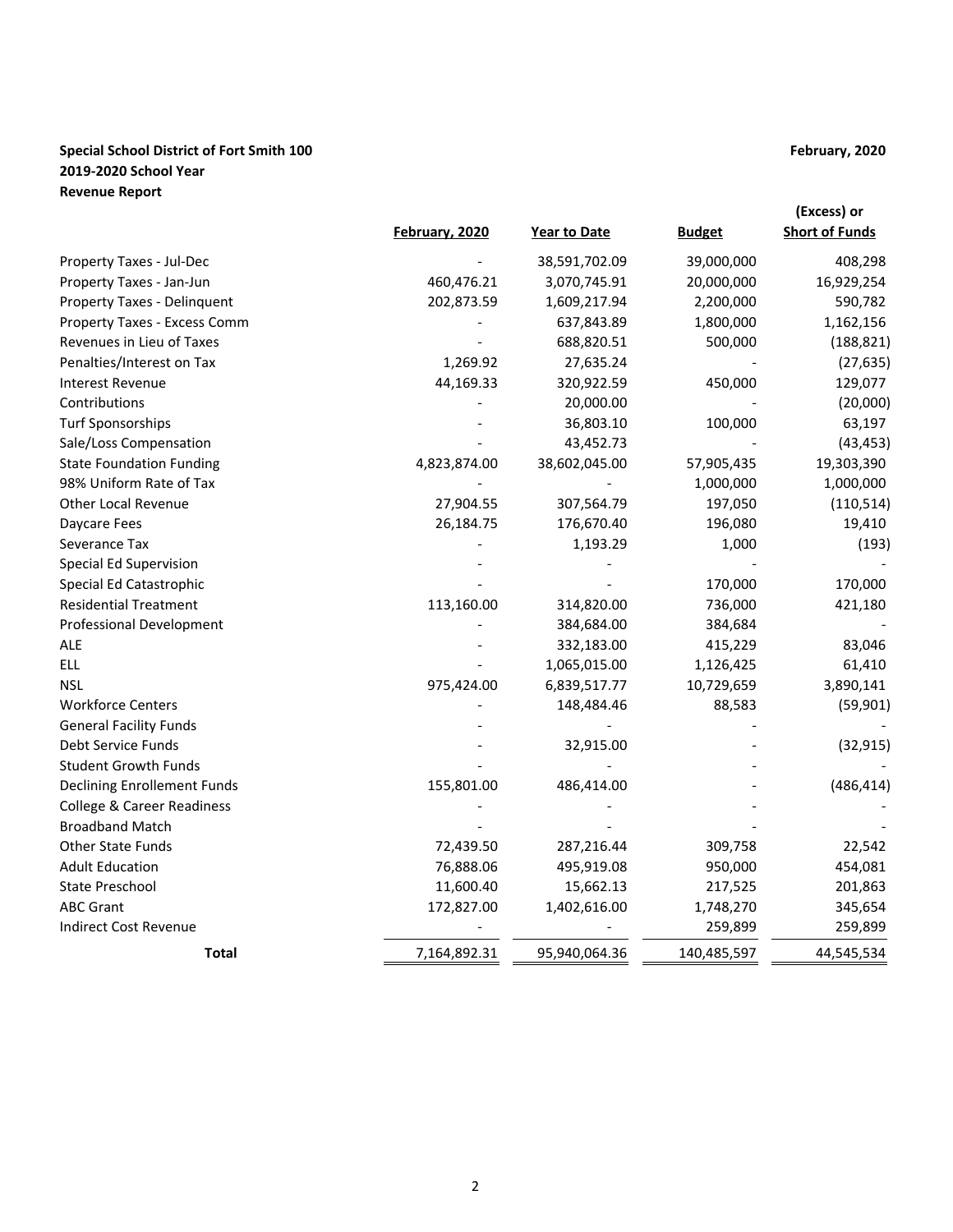**Special School District of Fort Smith 100** **February, 2020**

**2019-2020 School Year**

**Revenue Report**

| | February, 2020 | Year to Date | Budget | (Excess) or Short of Funds |
|---|---|---|---|---|
| Property Taxes - Jul-Dec | - | 38,591,702.09 | 39,000,000 | 408,298 |
| Property Taxes - Jan-Jun | 460,476.21 | 3,070,745.91 | 20,000,000 | 16,929,254 |
| Property Taxes - Delinquent | 202,873.59 | 1,609,217.94 | 2,200,000 | 590,782 |
| Property Taxes - Excess Comm | - | 637,843.89 | 1,800,000 | 1,162,156 |
| Revenues in Lieu of Taxes | - | 688,820.51 | 500,000 | (188,821) |
| Penalties/Interest on Tax | 1,269.92 | 27,635.24 | - | (27,635) |
| Interest Revenue | 44,169.33 | 320,922.59 | 450,000 | 129,077 |
| Contributions | - | 20,000.00 | - | (20,000) |
| Turf Sponsorships | - | 36,803.10 | 100,000 | 63,197 |
| Sale/Loss Compensation | - | 43,452.73 | - | (43,453) |
| State Foundation Funding | 4,823,874.00 | 38,602,045.00 | 57,905,435 | 19,303,390 |
| 98% Uniform Rate of Tax | - | - | 1,000,000 | 1,000,000 |
| Other Local Revenue | 27,904.55 | 307,564.79 | 197,050 | (110,514) |
| Daycare Fees | 26,184.75 | 176,670.40 | 196,080 | 19,410 |
| Severance Tax | - | 1,193.29 | 1,000 | (193) |
| Special Ed Supervision | - | - | - | - |
| Special Ed Catastrophic | - | - | 170,000 | 170,000 |
| Residential Treatment | 113,160.00 | 314,820.00 | 736,000 | 421,180 |
| Professional Development | - | 384,684.00 | 384,684 | - |
| ALE | - | 332,183.00 | 415,229 | 83,046 |
| ELL | - | 1,065,015.00 | 1,126,425 | 61,410 |
| NSL | 975,424.00 | 6,839,517.77 | 10,729,659 | 3,890,141 |
| Workforce Centers | - | 148,484.46 | 88,583 | (59,901) |
| General Facility Funds | - | - | - | - |
| Debt Service Funds | - | 32,915.00 | - | (32,915) |
| Student Growth Funds | - | - | - | - |
| Declining Enrollement Funds | 155,801.00 | 486,414.00 | - | (486,414) |
| College & Career Readiness | - | - | - | - |
| Broadband Match | - | - | - | - |
| Other State Funds | 72,439.50 | 287,216.44 | 309,758 | 22,542 |
| Adult Education | 76,888.06 | 495,919.08 | 950,000 | 454,081 |
| State Preschool | 11,600.40 | 15,662.13 | 217,525 | 201,863 |
| ABC Grant | 172,827.00 | 1,402,616.00 | 1,748,270 | 345,654 |
| Indirect Cost Revenue | - | - | 259,899 | 259,899 |
| **Total** | 7,164,892.31 | 95,940,064.36 | 140,485,597 | 44,545,534 |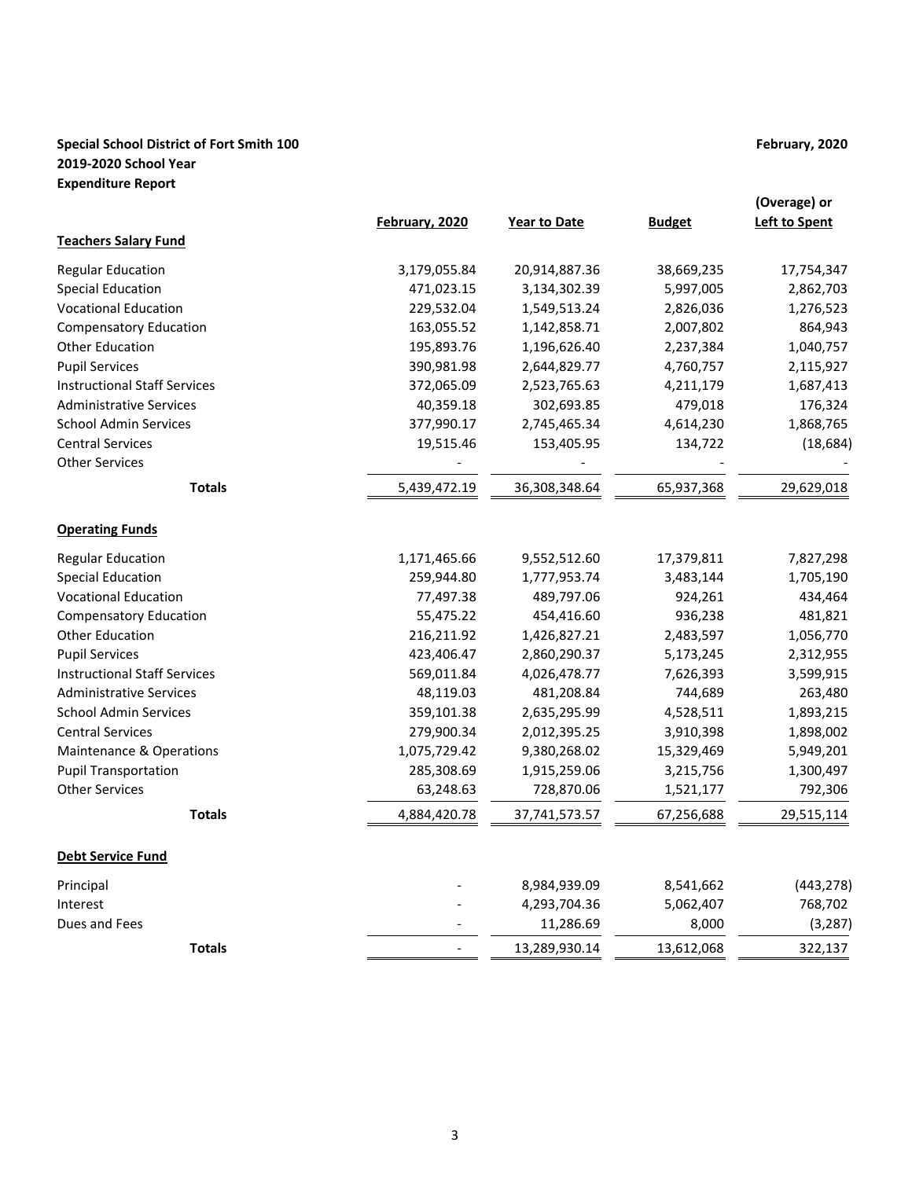**Special School District of Fort Smith 100** **February, 2020**

**2019-2020 School Year**

**Expenditure Report**

| | February, 2020 | Year to Date | Budget | (Overage) or Left to Spent |
|---|---|---|---|---|
| **Teachers Salary Fund** | | | | |
| Regular Education | 3,179,055.84 | 20,914,887.36 | 38,669,235 | 17,754,347 |
| Special Education | 471,023.15 | 3,134,302.39 | 5,997,005 | 2,862,703 |
| Vocational Education | 229,532.04 | 1,549,513.24 | 2,826,036 | 1,276,523 |
| Compensatory Education | 163,055.52 | 1,142,858.71 | 2,007,802 | 864,943 |
| Other Education | 195,893.76 | 1,196,626.40 | 2,237,384 | 1,040,757 |
| Pupil Services | 390,981.98 | 2,644,829.77 | 4,760,757 | 2,115,927 |
| Instructional Staff Services | 372,065.09 | 2,523,765.63 | 4,211,179 | 1,687,413 |
| Administrative Services | 40,359.18 | 302,693.85 | 479,018 | 176,324 |
| School Admin Services | 377,990.17 | 2,745,465.34 | 4,614,230 | 1,868,765 |
| Central Services | 19,515.46 | 153,405.95 | 134,722 | (18,684) |
| Other Services | - | - | - | - |
| **Totals** | 5,439,472.19 | 36,308,348.64 | 65,937,368 | 29,629,018 |
| **Operating Funds** | | | | |
| Regular Education | 1,171,465.66 | 9,552,512.60 | 17,379,811 | 7,827,298 |
| Special Education | 259,944.80 | 1,777,953.74 | 3,483,144 | 1,705,190 |
| Vocational Education | 77,497.38 | 489,797.06 | 924,261 | 434,464 |
| Compensatory Education | 55,475.22 | 454,416.60 | 936,238 | 481,821 |
| Other Education | 216,211.92 | 1,426,827.21 | 2,483,597 | 1,056,770 |
| Pupil Services | 423,406.47 | 2,860,290.37 | 5,173,245 | 2,312,955 |
| Instructional Staff Services | 569,011.84 | 4,026,478.77 | 7,626,393 | 3,599,915 |
| Administrative Services | 48,119.03 | 481,208.84 | 744,689 | 263,480 |
| School Admin Services | 359,101.38 | 2,635,295.99 | 4,528,511 | 1,893,215 |
| Central Services | 279,900.34 | 2,012,395.25 | 3,910,398 | 1,898,002 |
| Maintenance & Operations | 1,075,729.42 | 9,380,268.02 | 15,329,469 | 5,949,201 |
| Pupil Transportation | 285,308.69 | 1,915,259.06 | 3,215,756 | 1,300,497 |
| Other Services | 63,248.63 | 728,870.06 | 1,521,177 | 792,306 |
| **Totals** | 4,884,420.78 | 37,741,573.57 | 67,256,688 | 29,515,114 |
| **Debt Service Fund** | | | | |
| Principal | - | 8,984,939.09 | 8,541,662 | (443,278) |
| Interest | - | 4,293,704.36 | 5,062,407 | 768,702 |
| Dues and Fees | - | 11,286.69 | 8,000 | (3,287) |
| **Totals** | - | 13,289,930.14 | 13,612,068 | 322,137 |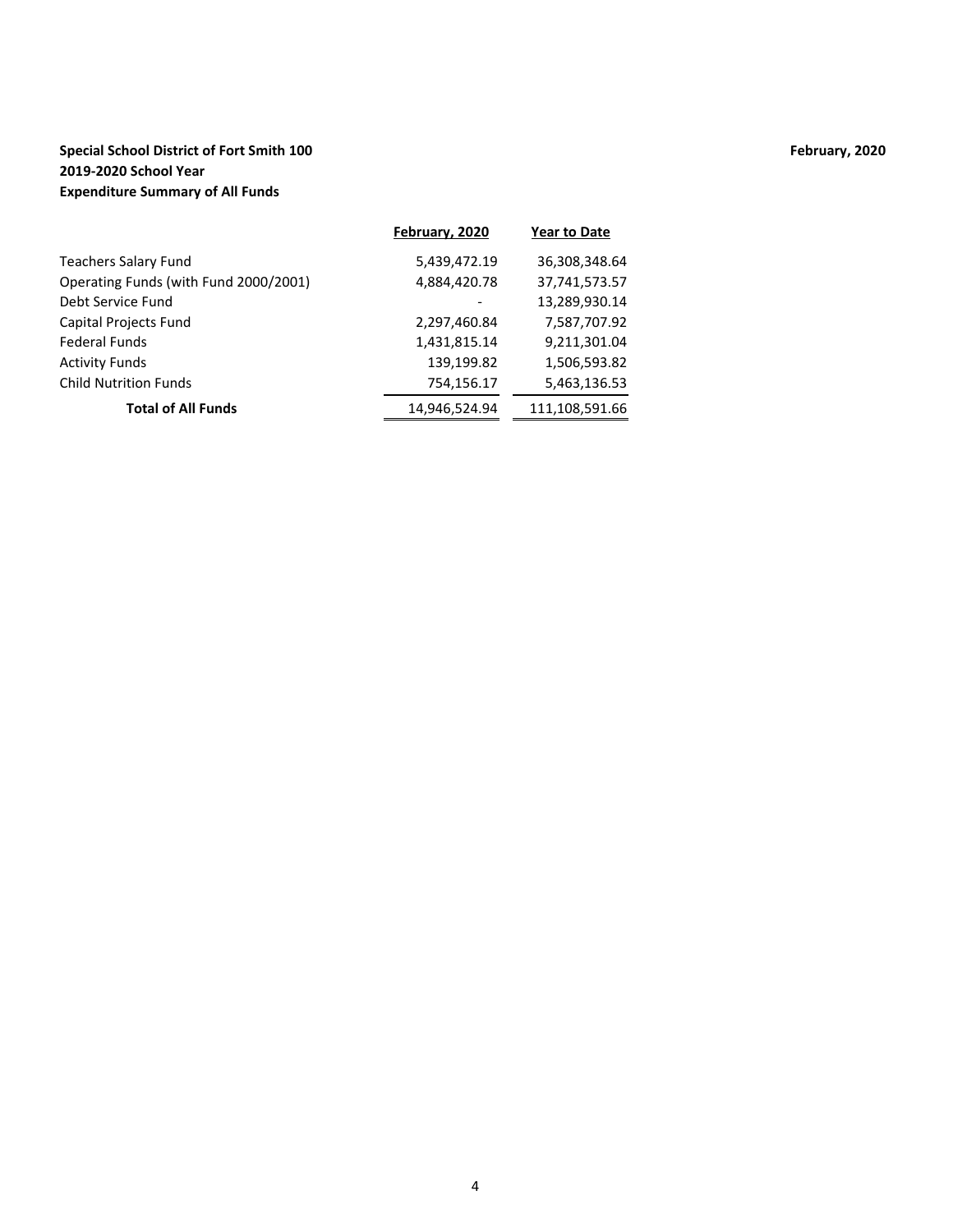**Special School District of Fort Smith 100**
**2019-2020 School Year**
**Expenditure Summary of All Funds**

**February, 2020**

| | February, 2020 | Year to Date |
|---|---|---|
| Teachers Salary Fund | 5,439,472.19 | 36,308,348.64 |
| Operating Funds (with Fund 2000/2001) | 4,884,420.78 | 37,741,573.57 |
| Debt Service Fund | - | 13,289,930.14 |
| Capital Projects Fund | 2,297,460.84 | 7,587,707.92 |
| Federal Funds | 1,431,815.14 | 9,211,301.04 |
| Activity Funds | 139,199.82 | 1,506,593.82 |
| Child Nutrition Funds | 754,156.17 | 5,463,136.53 |
| **Total of All Funds** | 14,946,524.94 | 111,108,591.66 |